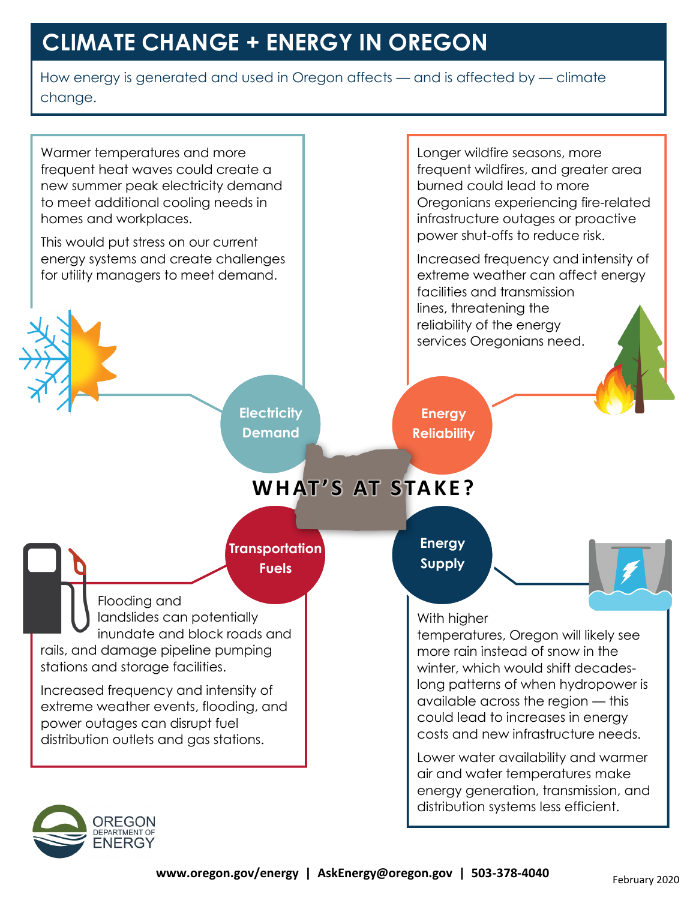# CLIMATE CHANGE + ENERGY IN OREGON

How energy is generated and used in Oregon affects — and is affected by — climate change.

## WHAT'S AT STAKE?

### Electricity Demand

Warmer temperatures and more frequent heat waves could create a new summer peak electricity demand to meet additional cooling needs in homes and workplaces.

This would put stress on our current energy systems and create challenges for utility managers to meet demand.

### Energy Reliability

Longer wildfire seasons, more frequent wildfires, and greater area burned could lead to more Oregonians experiencing fire-related infrastructure outages or proactive power shut-offs to reduce risk.

Increased frequency and intensity of extreme weather can affect energy facilities and transmission lines, threatening the reliability of the energy services Oregonians need.

### Transportation Fuels

Flooding and landslides can potentially inundate and block roads and rails, and damage pipeline pumping stations and storage facilities.

Increased frequency and intensity of extreme weather events, flooding, and power outages can disrupt fuel distribution outlets and gas stations.

### Energy Supply

With higher temperatures, Oregon will likely see more rain instead of snow in the winter, which would shift decades-long patterns of when hydropower is available across the region — this could lead to increases in energy costs and new infrastructure needs.

Lower water availability and warmer air and water temperatures make energy generation, transmission, and distribution systems less efficient.

OREGON DEPARTMENT OF ENERGY

www.oregon.gov/energy | AskEnergy@oregon.gov | 503-378-4040

February 2020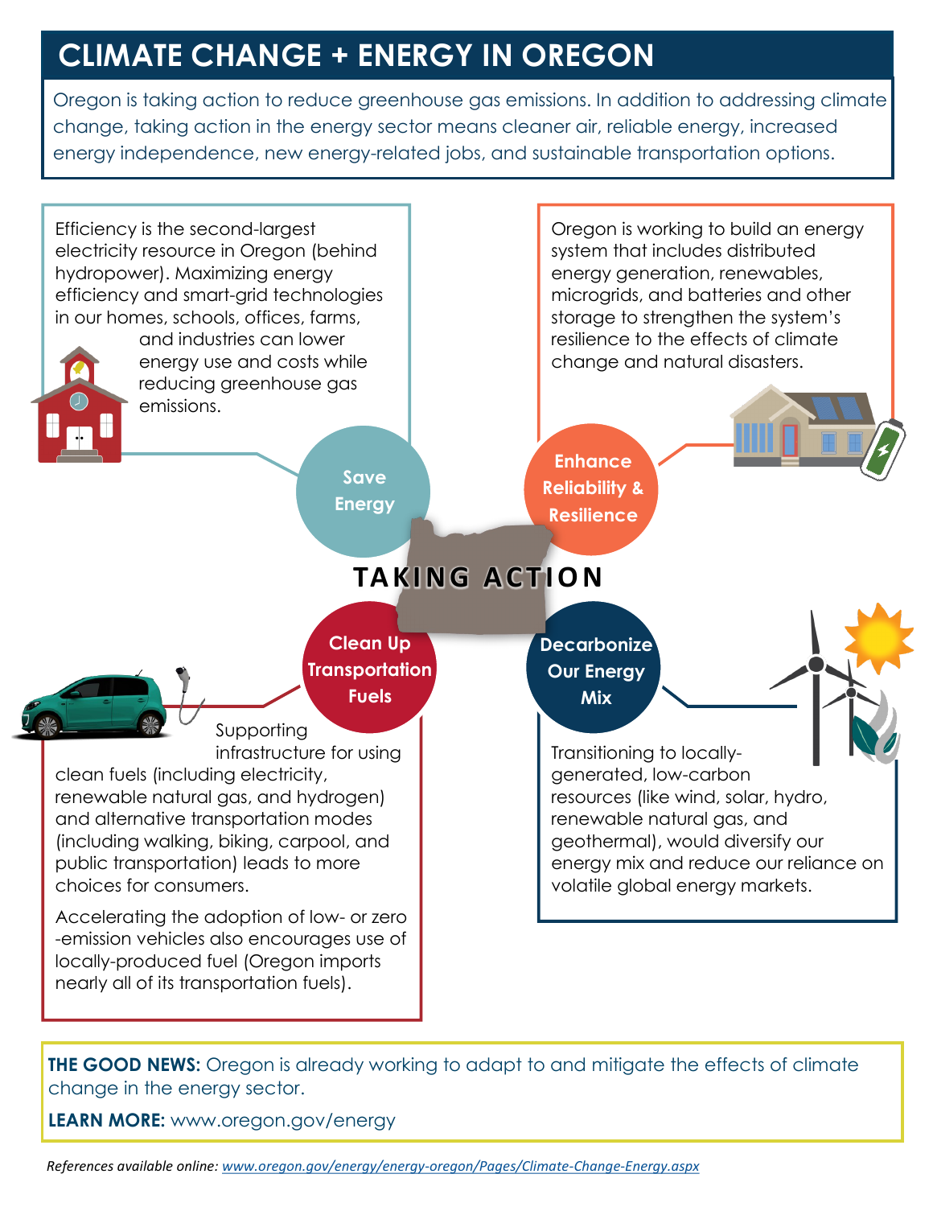# CLIMATE CHANGE + ENERGY IN OREGON

Oregon is taking action to reduce greenhouse gas emissions. In addition to addressing climate change, taking action in the energy sector means cleaner air, reliable energy, increased energy independence, new energy-related jobs, and sustainable transportation options.

## TAKING ACTION

### Save Energy

Efficiency is the second-largest electricity resource in Oregon (behind hydropower). Maximizing energy efficiency and smart-grid technologies in our homes, schools, offices, farms, and industries can lower energy use and costs while reducing greenhouse gas emissions.

### Enhance Reliability & Resilience

Oregon is working to build an energy system that includes distributed energy generation, renewables, microgrids, and batteries and other storage to strengthen the system's resilience to the effects of climate change and natural disasters.

### Clean Up Transportation Fuels

Supporting infrastructure for using clean fuels (including electricity, renewable natural gas, and hydrogen) and alternative transportation modes (including walking, biking, carpool, and public transportation) leads to more choices for consumers.

Accelerating the adoption of low- or zero -emission vehicles also encourages use of locally-produced fuel (Oregon imports nearly all of its transportation fuels).

### Decarbonize Our Energy Mix

Transitioning to locally-generated, low-carbon resources (like wind, solar, hydro, renewable natural gas, and geothermal), would diversify our energy mix and reduce our reliance on volatile global energy markets.

**THE GOOD NEWS:** Oregon is already working to adapt to and mitigate the effects of climate change in the energy sector.

**LEARN MORE:** www.oregon.gov/energy

*References available online: www.oregon.gov/energy/energy-oregon/Pages/Climate-Change-Energy.aspx*